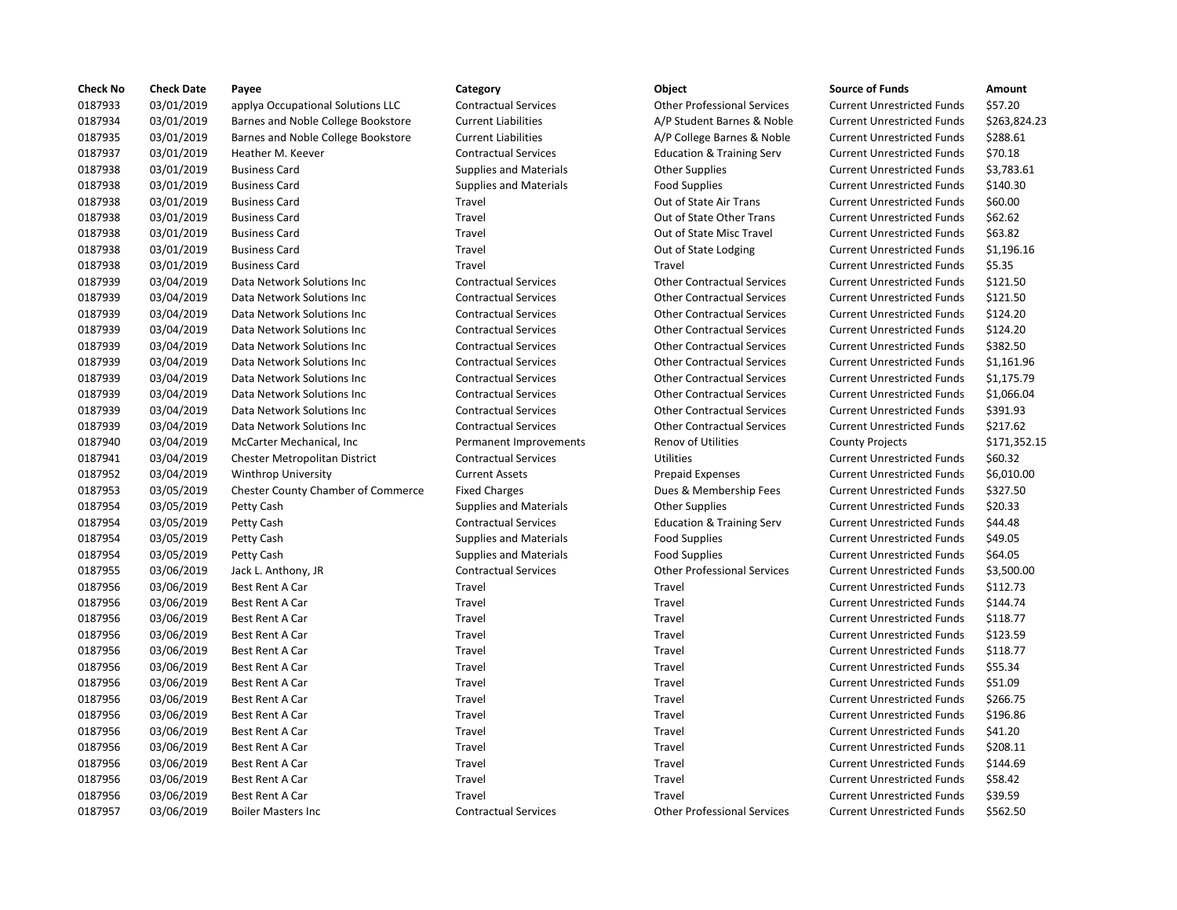| Check No | Check Date | Payee | Category | Object | Source of Funds | Amount |
|---|---|---|---|---|---|---|
| 0187933 | 03/01/2019 | applya Occupational Solutions LLC | Contractual Services | Other Professional Services | Current Unrestricted Funds | $57.20 |
| 0187934 | 03/01/2019 | Barnes and Noble College Bookstore | Current Liabilities | A/P Student Barnes & Noble | Current Unrestricted Funds | $263,824.23 |
| 0187935 | 03/01/2019 | Barnes and Noble College Bookstore | Current Liabilities | A/P College Barnes & Noble | Current Unrestricted Funds | $288.61 |
| 0187937 | 03/01/2019 | Heather M. Keever | Contractual Services | Education & Training Serv | Current Unrestricted Funds | $70.18 |
| 0187938 | 03/01/2019 | Business Card | Supplies and Materials | Other Supplies | Current Unrestricted Funds | $3,783.61 |
| 0187938 | 03/01/2019 | Business Card | Supplies and Materials | Food Supplies | Current Unrestricted Funds | $140.30 |
| 0187938 | 03/01/2019 | Business Card | Travel | Out of State Air Trans | Current Unrestricted Funds | $60.00 |
| 0187938 | 03/01/2019 | Business Card | Travel | Out of State Other Trans | Current Unrestricted Funds | $62.62 |
| 0187938 | 03/01/2019 | Business Card | Travel | Out of State Misc Travel | Current Unrestricted Funds | $63.82 |
| 0187938 | 03/01/2019 | Business Card | Travel | Out of State Lodging | Current Unrestricted Funds | $1,196.16 |
| 0187938 | 03/01/2019 | Business Card | Travel | Travel | Current Unrestricted Funds | $5.35 |
| 0187939 | 03/04/2019 | Data Network Solutions Inc | Contractual Services | Other Contractual Services | Current Unrestricted Funds | $121.50 |
| 0187939 | 03/04/2019 | Data Network Solutions Inc | Contractual Services | Other Contractual Services | Current Unrestricted Funds | $121.50 |
| 0187939 | 03/04/2019 | Data Network Solutions Inc | Contractual Services | Other Contractual Services | Current Unrestricted Funds | $124.20 |
| 0187939 | 03/04/2019 | Data Network Solutions Inc | Contractual Services | Other Contractual Services | Current Unrestricted Funds | $124.20 |
| 0187939 | 03/04/2019 | Data Network Solutions Inc | Contractual Services | Other Contractual Services | Current Unrestricted Funds | $382.50 |
| 0187939 | 03/04/2019 | Data Network Solutions Inc | Contractual Services | Other Contractual Services | Current Unrestricted Funds | $1,161.96 |
| 0187939 | 03/04/2019 | Data Network Solutions Inc | Contractual Services | Other Contractual Services | Current Unrestricted Funds | $1,175.79 |
| 0187939 | 03/04/2019 | Data Network Solutions Inc | Contractual Services | Other Contractual Services | Current Unrestricted Funds | $1,066.04 |
| 0187939 | 03/04/2019 | Data Network Solutions Inc | Contractual Services | Other Contractual Services | Current Unrestricted Funds | $391.93 |
| 0187939 | 03/04/2019 | Data Network Solutions Inc | Contractual Services | Other Contractual Services | Current Unrestricted Funds | $217.62 |
| 0187940 | 03/04/2019 | McCarter Mechanical, Inc | Permanent Improvements | Renov of Utilities | County Projects | $171,352.15 |
| 0187941 | 03/04/2019 | Chester Metropolitan District | Contractual Services | Utilities | Current Unrestricted Funds | $60.32 |
| 0187952 | 03/04/2019 | Winthrop University | Current Assets | Prepaid Expenses | Current Unrestricted Funds | $6,010.00 |
| 0187953 | 03/05/2019 | Chester County Chamber of Commerce | Fixed Charges | Dues & Membership Fees | Current Unrestricted Funds | $327.50 |
| 0187954 | 03/05/2019 | Petty Cash | Supplies and Materials | Other Supplies | Current Unrestricted Funds | $20.33 |
| 0187954 | 03/05/2019 | Petty Cash | Contractual Services | Education & Training Serv | Current Unrestricted Funds | $44.48 |
| 0187954 | 03/05/2019 | Petty Cash | Supplies and Materials | Food Supplies | Current Unrestricted Funds | $49.05 |
| 0187954 | 03/05/2019 | Petty Cash | Supplies and Materials | Food Supplies | Current Unrestricted Funds | $64.05 |
| 0187955 | 03/06/2019 | Jack L. Anthony, JR | Contractual Services | Other Professional Services | Current Unrestricted Funds | $3,500.00 |
| 0187956 | 03/06/2019 | Best Rent A Car | Travel | Travel | Current Unrestricted Funds | $112.73 |
| 0187956 | 03/06/2019 | Best Rent A Car | Travel | Travel | Current Unrestricted Funds | $144.74 |
| 0187956 | 03/06/2019 | Best Rent A Car | Travel | Travel | Current Unrestricted Funds | $118.77 |
| 0187956 | 03/06/2019 | Best Rent A Car | Travel | Travel | Current Unrestricted Funds | $123.59 |
| 0187956 | 03/06/2019 | Best Rent A Car | Travel | Travel | Current Unrestricted Funds | $118.77 |
| 0187956 | 03/06/2019 | Best Rent A Car | Travel | Travel | Current Unrestricted Funds | $55.34 |
| 0187956 | 03/06/2019 | Best Rent A Car | Travel | Travel | Current Unrestricted Funds | $51.09 |
| 0187956 | 03/06/2019 | Best Rent A Car | Travel | Travel | Current Unrestricted Funds | $266.75 |
| 0187956 | 03/06/2019 | Best Rent A Car | Travel | Travel | Current Unrestricted Funds | $196.86 |
| 0187956 | 03/06/2019 | Best Rent A Car | Travel | Travel | Current Unrestricted Funds | $41.20 |
| 0187956 | 03/06/2019 | Best Rent A Car | Travel | Travel | Current Unrestricted Funds | $208.11 |
| 0187956 | 03/06/2019 | Best Rent A Car | Travel | Travel | Current Unrestricted Funds | $144.69 |
| 0187956 | 03/06/2019 | Best Rent A Car | Travel | Travel | Current Unrestricted Funds | $58.42 |
| 0187956 | 03/06/2019 | Best Rent A Car | Travel | Travel | Current Unrestricted Funds | $39.59 |
| 0187957 | 03/06/2019 | Boiler Masters Inc | Contractual Services | Other Professional Services | Current Unrestricted Funds | $562.50 |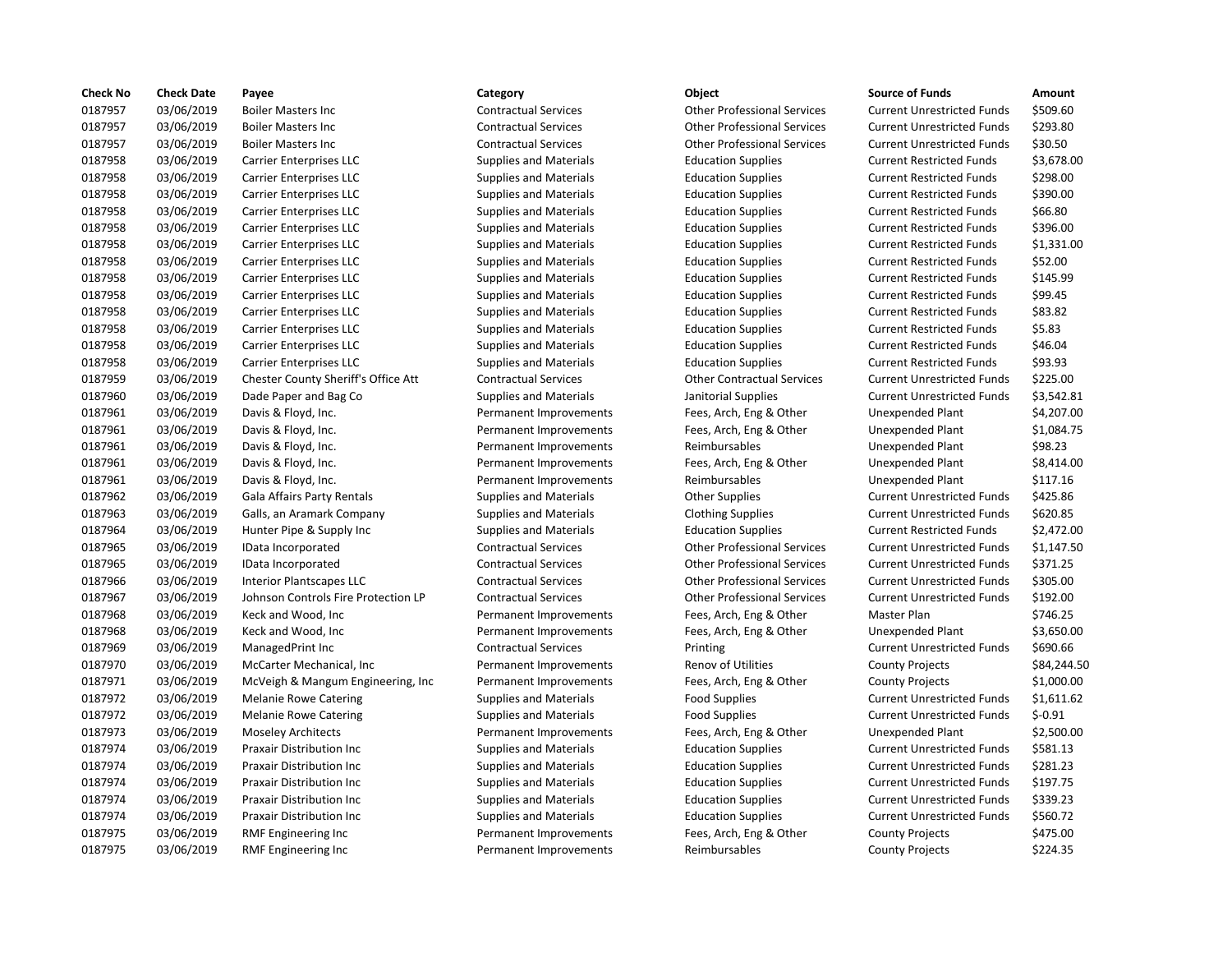| Check No | Check Date | Payee | Category | Object | Source of Funds | Amount |
|---|---|---|---|---|---|---|
| 0187957 | 03/06/2019 | Boiler Masters Inc | Contractual Services | Other Professional Services | Current Unrestricted Funds | $509.60 |
| 0187957 | 03/06/2019 | Boiler Masters Inc | Contractual Services | Other Professional Services | Current Unrestricted Funds | $293.80 |
| 0187957 | 03/06/2019 | Boiler Masters Inc | Contractual Services | Other Professional Services | Current Unrestricted Funds | $30.50 |
| 0187958 | 03/06/2019 | Carrier Enterprises LLC | Supplies and Materials | Education Supplies | Current Restricted Funds | $3,678.00 |
| 0187958 | 03/06/2019 | Carrier Enterprises LLC | Supplies and Materials | Education Supplies | Current Restricted Funds | $298.00 |
| 0187958 | 03/06/2019 | Carrier Enterprises LLC | Supplies and Materials | Education Supplies | Current Restricted Funds | $390.00 |
| 0187958 | 03/06/2019 | Carrier Enterprises LLC | Supplies and Materials | Education Supplies | Current Restricted Funds | $66.80 |
| 0187958 | 03/06/2019 | Carrier Enterprises LLC | Supplies and Materials | Education Supplies | Current Restricted Funds | $396.00 |
| 0187958 | 03/06/2019 | Carrier Enterprises LLC | Supplies and Materials | Education Supplies | Current Restricted Funds | $1,331.00 |
| 0187958 | 03/06/2019 | Carrier Enterprises LLC | Supplies and Materials | Education Supplies | Current Restricted Funds | $52.00 |
| 0187958 | 03/06/2019 | Carrier Enterprises LLC | Supplies and Materials | Education Supplies | Current Restricted Funds | $145.99 |
| 0187958 | 03/06/2019 | Carrier Enterprises LLC | Supplies and Materials | Education Supplies | Current Restricted Funds | $99.45 |
| 0187958 | 03/06/2019 | Carrier Enterprises LLC | Supplies and Materials | Education Supplies | Current Restricted Funds | $83.82 |
| 0187958 | 03/06/2019 | Carrier Enterprises LLC | Supplies and Materials | Education Supplies | Current Restricted Funds | $5.83 |
| 0187958 | 03/06/2019 | Carrier Enterprises LLC | Supplies and Materials | Education Supplies | Current Restricted Funds | $46.04 |
| 0187958 | 03/06/2019 | Carrier Enterprises LLC | Supplies and Materials | Education Supplies | Current Restricted Funds | $93.93 |
| 0187959 | 03/06/2019 | Chester County Sheriff's Office Att | Contractual Services | Other Contractual Services | Current Unrestricted Funds | $225.00 |
| 0187960 | 03/06/2019 | Dade Paper and Bag Co | Supplies and Materials | Janitorial Supplies | Current Unrestricted Funds | $3,542.81 |
| 0187961 | 03/06/2019 | Davis & Floyd, Inc. | Permanent Improvements | Fees, Arch, Eng & Other | Unexpended Plant | $4,207.00 |
| 0187961 | 03/06/2019 | Davis & Floyd, Inc. | Permanent Improvements | Fees, Arch, Eng & Other | Unexpended Plant | $1,084.75 |
| 0187961 | 03/06/2019 | Davis & Floyd, Inc. | Permanent Improvements | Reimbursables | Unexpended Plant | $98.23 |
| 0187961 | 03/06/2019 | Davis & Floyd, Inc. | Permanent Improvements | Fees, Arch, Eng & Other | Unexpended Plant | $8,414.00 |
| 0187961 | 03/06/2019 | Davis & Floyd, Inc. | Permanent Improvements | Reimbursables | Unexpended Plant | $117.16 |
| 0187962 | 03/06/2019 | Gala Affairs Party Rentals | Supplies and Materials | Other Supplies | Current Unrestricted Funds | $425.86 |
| 0187963 | 03/06/2019 | Galls, an Aramark Company | Supplies and Materials | Clothing Supplies | Current Unrestricted Funds | $620.85 |
| 0187964 | 03/06/2019 | Hunter Pipe & Supply Inc | Supplies and Materials | Education Supplies | Current Restricted Funds | $2,472.00 |
| 0187965 | 03/06/2019 | IData Incorporated | Contractual Services | Other Professional Services | Current Unrestricted Funds | $1,147.50 |
| 0187965 | 03/06/2019 | IData Incorporated | Contractual Services | Other Professional Services | Current Unrestricted Funds | $371.25 |
| 0187966 | 03/06/2019 | Interior Plantscapes LLC | Contractual Services | Other Professional Services | Current Unrestricted Funds | $305.00 |
| 0187967 | 03/06/2019 | Johnson Controls Fire Protection LP | Contractual Services | Other Professional Services | Current Unrestricted Funds | $192.00 |
| 0187968 | 03/06/2019 | Keck and Wood, Inc | Permanent Improvements | Fees, Arch, Eng & Other | Master Plan | $746.25 |
| 0187968 | 03/06/2019 | Keck and Wood, Inc | Permanent Improvements | Fees, Arch, Eng & Other | Unexpended Plant | $3,650.00 |
| 0187969 | 03/06/2019 | ManagedPrint Inc | Contractual Services | Printing | Current Unrestricted Funds | $690.66 |
| 0187970 | 03/06/2019 | McCarter Mechanical, Inc | Permanent Improvements | Renov of Utilities | County Projects | $84,244.50 |
| 0187971 | 03/06/2019 | McVeigh & Mangum Engineering, Inc | Permanent Improvements | Fees, Arch, Eng & Other | County Projects | $1,000.00 |
| 0187972 | 03/06/2019 | Melanie Rowe Catering | Supplies and Materials | Food Supplies | Current Unrestricted Funds | $1,611.62 |
| 0187972 | 03/06/2019 | Melanie Rowe Catering | Supplies and Materials | Food Supplies | Current Unrestricted Funds | $-0.91 |
| 0187973 | 03/06/2019 | Moseley Architects | Permanent Improvements | Fees, Arch, Eng & Other | Unexpended Plant | $2,500.00 |
| 0187974 | 03/06/2019 | Praxair Distribution Inc | Supplies and Materials | Education Supplies | Current Unrestricted Funds | $581.13 |
| 0187974 | 03/06/2019 | Praxair Distribution Inc | Supplies and Materials | Education Supplies | Current Unrestricted Funds | $281.23 |
| 0187974 | 03/06/2019 | Praxair Distribution Inc | Supplies and Materials | Education Supplies | Current Unrestricted Funds | $197.75 |
| 0187974 | 03/06/2019 | Praxair Distribution Inc | Supplies and Materials | Education Supplies | Current Unrestricted Funds | $339.23 |
| 0187974 | 03/06/2019 | Praxair Distribution Inc | Supplies and Materials | Education Supplies | Current Unrestricted Funds | $560.72 |
| 0187975 | 03/06/2019 | RMF Engineering Inc | Permanent Improvements | Fees, Arch, Eng & Other | County Projects | $475.00 |
| 0187975 | 03/06/2019 | RMF Engineering Inc | Permanent Improvements | Reimbursables | County Projects | $224.35 |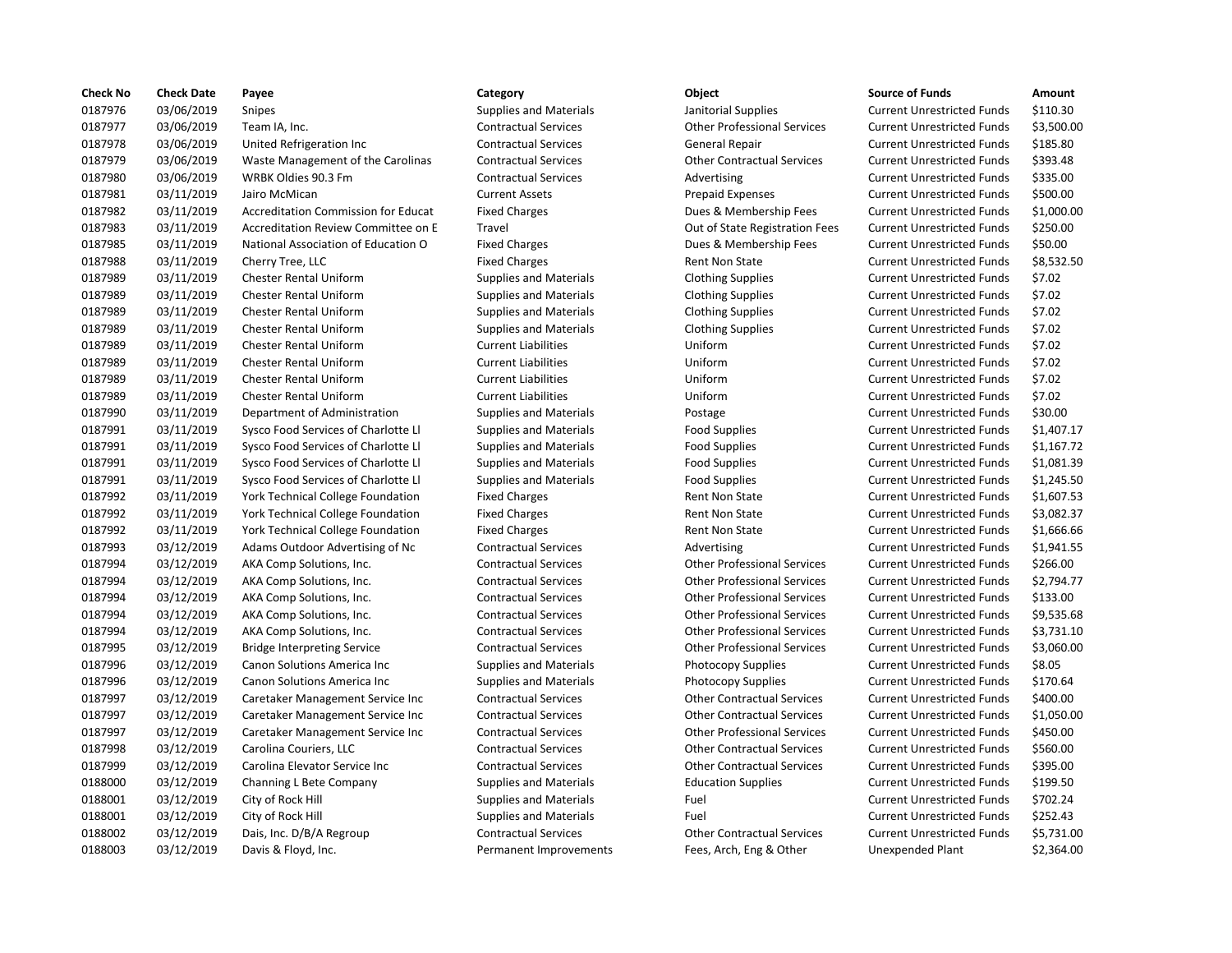| Check No | Check Date | Payee | Category | Object | Source of Funds | Amount |
|---|---|---|---|---|---|---|
| 0187976 | 03/06/2019 | Snipes | Supplies and Materials | Janitorial Supplies | Current Unrestricted Funds | $110.30 |
| 0187977 | 03/06/2019 | Team IA, Inc. | Contractual Services | Other Professional Services | Current Unrestricted Funds | $3,500.00 |
| 0187978 | 03/06/2019 | United Refrigeration Inc | Contractual Services | General Repair | Current Unrestricted Funds | $185.80 |
| 0187979 | 03/06/2019 | Waste Management of the Carolinas | Contractual Services | Other Contractual Services | Current Unrestricted Funds | $393.48 |
| 0187980 | 03/06/2019 | WRBK Oldies 90.3 Fm | Contractual Services | Advertising | Current Unrestricted Funds | $335.00 |
| 0187981 | 03/11/2019 | Jairo McMican | Current Assets | Prepaid Expenses | Current Unrestricted Funds | $500.00 |
| 0187982 | 03/11/2019 | Accreditation Commission for Educat | Fixed Charges | Dues & Membership Fees | Current Unrestricted Funds | $1,000.00 |
| 0187983 | 03/11/2019 | Accreditation Review Committee on E | Travel | Out of State Registration Fees | Current Unrestricted Funds | $250.00 |
| 0187985 | 03/11/2019 | National Association of Education O | Fixed Charges | Dues & Membership Fees | Current Unrestricted Funds | $50.00 |
| 0187988 | 03/11/2019 | Cherry Tree, LLC | Fixed Charges | Rent Non State | Current Unrestricted Funds | $8,532.50 |
| 0187989 | 03/11/2019 | Chester Rental Uniform | Supplies and Materials | Clothing Supplies | Current Unrestricted Funds | $7.02 |
| 0187989 | 03/11/2019 | Chester Rental Uniform | Supplies and Materials | Clothing Supplies | Current Unrestricted Funds | $7.02 |
| 0187989 | 03/11/2019 | Chester Rental Uniform | Supplies and Materials | Clothing Supplies | Current Unrestricted Funds | $7.02 |
| 0187989 | 03/11/2019 | Chester Rental Uniform | Supplies and Materials | Clothing Supplies | Current Unrestricted Funds | $7.02 |
| 0187989 | 03/11/2019 | Chester Rental Uniform | Current Liabilities | Uniform | Current Unrestricted Funds | $7.02 |
| 0187989 | 03/11/2019 | Chester Rental Uniform | Current Liabilities | Uniform | Current Unrestricted Funds | $7.02 |
| 0187989 | 03/11/2019 | Chester Rental Uniform | Current Liabilities | Uniform | Current Unrestricted Funds | $7.02 |
| 0187989 | 03/11/2019 | Chester Rental Uniform | Current Liabilities | Uniform | Current Unrestricted Funds | $7.02 |
| 0187990 | 03/11/2019 | Department of Administration | Supplies and Materials | Postage | Current Unrestricted Funds | $30.00 |
| 0187991 | 03/11/2019 | Sysco Food Services of Charlotte Ll | Supplies and Materials | Food Supplies | Current Unrestricted Funds | $1,407.17 |
| 0187991 | 03/11/2019 | Sysco Food Services of Charlotte Ll | Supplies and Materials | Food Supplies | Current Unrestricted Funds | $1,167.72 |
| 0187991 | 03/11/2019 | Sysco Food Services of Charlotte Ll | Supplies and Materials | Food Supplies | Current Unrestricted Funds | $1,081.39 |
| 0187991 | 03/11/2019 | Sysco Food Services of Charlotte Ll | Supplies and Materials | Food Supplies | Current Unrestricted Funds | $1,245.50 |
| 0187992 | 03/11/2019 | York Technical College Foundation | Fixed Charges | Rent Non State | Current Unrestricted Funds | $1,607.53 |
| 0187992 | 03/11/2019 | York Technical College Foundation | Fixed Charges | Rent Non State | Current Unrestricted Funds | $3,082.37 |
| 0187992 | 03/11/2019 | York Technical College Foundation | Fixed Charges | Rent Non State | Current Unrestricted Funds | $1,666.66 |
| 0187993 | 03/12/2019 | Adams Outdoor Advertising of Nc | Contractual Services | Advertising | Current Unrestricted Funds | $1,941.55 |
| 0187994 | 03/12/2019 | AKA Comp Solutions, Inc. | Contractual Services | Other Professional Services | Current Unrestricted Funds | $266.00 |
| 0187994 | 03/12/2019 | AKA Comp Solutions, Inc. | Contractual Services | Other Professional Services | Current Unrestricted Funds | $2,794.77 |
| 0187994 | 03/12/2019 | AKA Comp Solutions, Inc. | Contractual Services | Other Professional Services | Current Unrestricted Funds | $133.00 |
| 0187994 | 03/12/2019 | AKA Comp Solutions, Inc. | Contractual Services | Other Professional Services | Current Unrestricted Funds | $9,535.68 |
| 0187994 | 03/12/2019 | AKA Comp Solutions, Inc. | Contractual Services | Other Professional Services | Current Unrestricted Funds | $3,731.10 |
| 0187995 | 03/12/2019 | Bridge Interpreting Service | Contractual Services | Other Professional Services | Current Unrestricted Funds | $3,060.00 |
| 0187996 | 03/12/2019 | Canon Solutions America Inc | Supplies and Materials | Photocopy Supplies | Current Unrestricted Funds | $8.05 |
| 0187996 | 03/12/2019 | Canon Solutions America Inc | Supplies and Materials | Photocopy Supplies | Current Unrestricted Funds | $170.64 |
| 0187997 | 03/12/2019 | Caretaker Management Service Inc | Contractual Services | Other Contractual Services | Current Unrestricted Funds | $400.00 |
| 0187997 | 03/12/2019 | Caretaker Management Service Inc | Contractual Services | Other Contractual Services | Current Unrestricted Funds | $1,050.00 |
| 0187997 | 03/12/2019 | Caretaker Management Service Inc | Contractual Services | Other Professional Services | Current Unrestricted Funds | $450.00 |
| 0187998 | 03/12/2019 | Carolina Couriers, LLC | Contractual Services | Other Contractual Services | Current Unrestricted Funds | $560.00 |
| 0187999 | 03/12/2019 | Carolina Elevator Service Inc | Contractual Services | Other Contractual Services | Current Unrestricted Funds | $395.00 |
| 0188000 | 03/12/2019 | Channing L Bete Company | Supplies and Materials | Education Supplies | Current Unrestricted Funds | $199.50 |
| 0188001 | 03/12/2019 | City of Rock Hill | Supplies and Materials | Fuel | Current Unrestricted Funds | $702.24 |
| 0188001 | 03/12/2019 | City of Rock Hill | Supplies and Materials | Fuel | Current Unrestricted Funds | $252.43 |
| 0188002 | 03/12/2019 | Dais, Inc. D/B/A Regroup | Contractual Services | Other Contractual Services | Current Unrestricted Funds | $5,731.00 |
| 0188003 | 03/12/2019 | Davis & Floyd, Inc. | Permanent Improvements | Fees, Arch, Eng & Other | Unexpended Plant | $2,364.00 |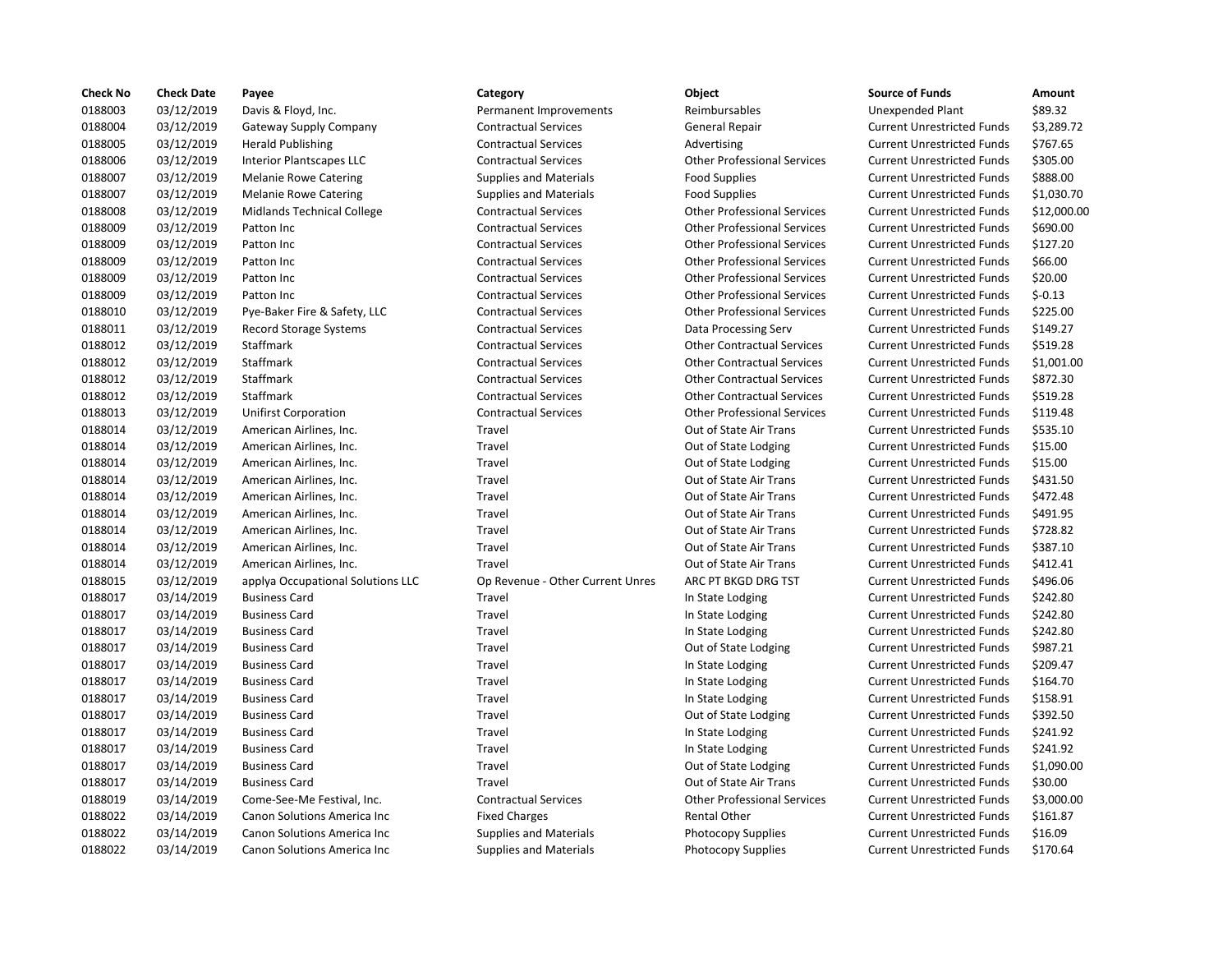| Check No | Check Date | Payee | Category | Object | Source of Funds | Amount |
|---|---|---|---|---|---|---|
| 0188003 | 03/12/2019 | Davis & Floyd, Inc. | Permanent Improvements | Reimbursables | Unexpended Plant | $89.32 |
| 0188004 | 03/12/2019 | Gateway Supply Company | Contractual Services | General Repair | Current Unrestricted Funds | $3,289.72 |
| 0188005 | 03/12/2019 | Herald Publishing | Contractual Services | Advertising | Current Unrestricted Funds | $767.65 |
| 0188006 | 03/12/2019 | Interior Plantscapes LLC | Contractual Services | Other Professional Services | Current Unrestricted Funds | $305.00 |
| 0188007 | 03/12/2019 | Melanie Rowe Catering | Supplies and Materials | Food Supplies | Current Unrestricted Funds | $888.00 |
| 0188007 | 03/12/2019 | Melanie Rowe Catering | Supplies and Materials | Food Supplies | Current Unrestricted Funds | $1,030.70 |
| 0188008 | 03/12/2019 | Midlands Technical College | Contractual Services | Other Professional Services | Current Unrestricted Funds | $12,000.00 |
| 0188009 | 03/12/2019 | Patton Inc | Contractual Services | Other Professional Services | Current Unrestricted Funds | $690.00 |
| 0188009 | 03/12/2019 | Patton Inc | Contractual Services | Other Professional Services | Current Unrestricted Funds | $127.20 |
| 0188009 | 03/12/2019 | Patton Inc | Contractual Services | Other Professional Services | Current Unrestricted Funds | $66.00 |
| 0188009 | 03/12/2019 | Patton Inc | Contractual Services | Other Professional Services | Current Unrestricted Funds | $20.00 |
| 0188009 | 03/12/2019 | Patton Inc | Contractual Services | Other Professional Services | Current Unrestricted Funds | $-0.13 |
| 0188010 | 03/12/2019 | Pye-Baker Fire & Safety, LLC | Contractual Services | Other Professional Services | Current Unrestricted Funds | $225.00 |
| 0188011 | 03/12/2019 | Record Storage Systems | Contractual Services | Data Processing Serv | Current Unrestricted Funds | $149.27 |
| 0188012 | 03/12/2019 | Staffmark | Contractual Services | Other Contractual Services | Current Unrestricted Funds | $519.28 |
| 0188012 | 03/12/2019 | Staffmark | Contractual Services | Other Contractual Services | Current Unrestricted Funds | $1,001.00 |
| 0188012 | 03/12/2019 | Staffmark | Contractual Services | Other Contractual Services | Current Unrestricted Funds | $872.30 |
| 0188012 | 03/12/2019 | Staffmark | Contractual Services | Other Contractual Services | Current Unrestricted Funds | $519.28 |
| 0188013 | 03/12/2019 | Unifirst Corporation | Contractual Services | Other Professional Services | Current Unrestricted Funds | $119.48 |
| 0188014 | 03/12/2019 | American Airlines, Inc. | Travel | Out of State Air Trans | Current Unrestricted Funds | $535.10 |
| 0188014 | 03/12/2019 | American Airlines, Inc. | Travel | Out of State Lodging | Current Unrestricted Funds | $15.00 |
| 0188014 | 03/12/2019 | American Airlines, Inc. | Travel | Out of State Lodging | Current Unrestricted Funds | $15.00 |
| 0188014 | 03/12/2019 | American Airlines, Inc. | Travel | Out of State Air Trans | Current Unrestricted Funds | $431.50 |
| 0188014 | 03/12/2019 | American Airlines, Inc. | Travel | Out of State Air Trans | Current Unrestricted Funds | $472.48 |
| 0188014 | 03/12/2019 | American Airlines, Inc. | Travel | Out of State Air Trans | Current Unrestricted Funds | $491.95 |
| 0188014 | 03/12/2019 | American Airlines, Inc. | Travel | Out of State Air Trans | Current Unrestricted Funds | $728.82 |
| 0188014 | 03/12/2019 | American Airlines, Inc. | Travel | Out of State Air Trans | Current Unrestricted Funds | $387.10 |
| 0188014 | 03/12/2019 | American Airlines, Inc. | Travel | Out of State Air Trans | Current Unrestricted Funds | $412.41 |
| 0188015 | 03/12/2019 | applya Occupational Solutions LLC | Op Revenue - Other Current Unres | ARC PT BKGD DRG TST | Current Unrestricted Funds | $496.06 |
| 0188017 | 03/14/2019 | Business Card | Travel | In State Lodging | Current Unrestricted Funds | $242.80 |
| 0188017 | 03/14/2019 | Business Card | Travel | In State Lodging | Current Unrestricted Funds | $242.80 |
| 0188017 | 03/14/2019 | Business Card | Travel | In State Lodging | Current Unrestricted Funds | $242.80 |
| 0188017 | 03/14/2019 | Business Card | Travel | Out of State Lodging | Current Unrestricted Funds | $987.21 |
| 0188017 | 03/14/2019 | Business Card | Travel | In State Lodging | Current Unrestricted Funds | $209.47 |
| 0188017 | 03/14/2019 | Business Card | Travel | In State Lodging | Current Unrestricted Funds | $164.70 |
| 0188017 | 03/14/2019 | Business Card | Travel | In State Lodging | Current Unrestricted Funds | $158.91 |
| 0188017 | 03/14/2019 | Business Card | Travel | Out of State Lodging | Current Unrestricted Funds | $392.50 |
| 0188017 | 03/14/2019 | Business Card | Travel | In State Lodging | Current Unrestricted Funds | $241.92 |
| 0188017 | 03/14/2019 | Business Card | Travel | In State Lodging | Current Unrestricted Funds | $241.92 |
| 0188017 | 03/14/2019 | Business Card | Travel | Out of State Lodging | Current Unrestricted Funds | $1,090.00 |
| 0188017 | 03/14/2019 | Business Card | Travel | Out of State Air Trans | Current Unrestricted Funds | $30.00 |
| 0188019 | 03/14/2019 | Come-See-Me Festival, Inc. | Contractual Services | Other Professional Services | Current Unrestricted Funds | $3,000.00 |
| 0188022 | 03/14/2019 | Canon Solutions America Inc | Fixed Charges | Rental Other | Current Unrestricted Funds | $161.87 |
| 0188022 | 03/14/2019 | Canon Solutions America Inc | Supplies and Materials | Photocopy Supplies | Current Unrestricted Funds | $16.09 |
| 0188022 | 03/14/2019 | Canon Solutions America Inc | Supplies and Materials | Photocopy Supplies | Current Unrestricted Funds | $170.64 |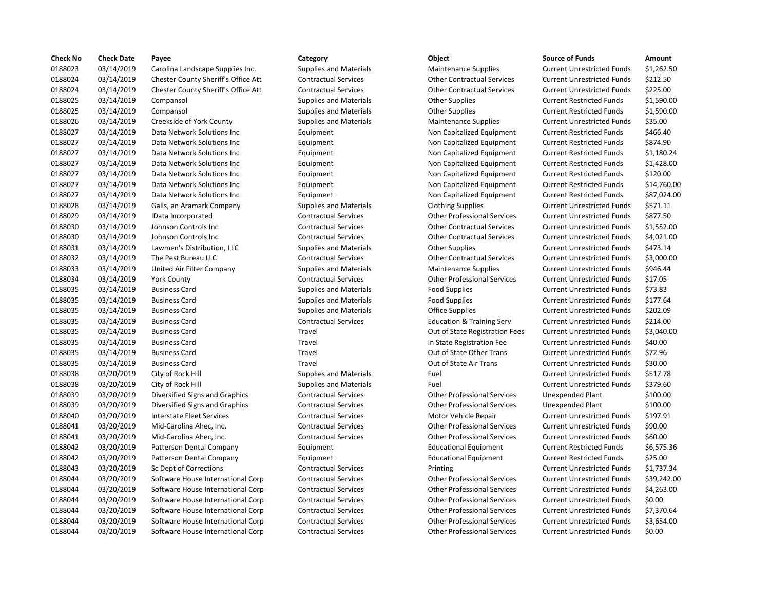| Check No | Check Date | Payee | Category | Object | Source of Funds | Amount |
|---|---|---|---|---|---|---|
| 0188023 | 03/14/2019 | Carolina Landscape Supplies Inc. | Supplies and Materials | Maintenance Supplies | Current Unrestricted Funds | $1,262.50 |
| 0188024 | 03/14/2019 | Chester County Sheriff's Office Att | Contractual Services | Other Contractual Services | Current Unrestricted Funds | $212.50 |
| 0188024 | 03/14/2019 | Chester County Sheriff's Office Att | Contractual Services | Other Contractual Services | Current Unrestricted Funds | $225.00 |
| 0188025 | 03/14/2019 | Compansol | Supplies and Materials | Other Supplies | Current Restricted Funds | $1,590.00 |
| 0188025 | 03/14/2019 | Compansol | Supplies and Materials | Other Supplies | Current Restricted Funds | $1,590.00 |
| 0188026 | 03/14/2019 | Creekside of York County | Supplies and Materials | Maintenance Supplies | Current Unrestricted Funds | $35.00 |
| 0188027 | 03/14/2019 | Data Network Solutions Inc | Equipment | Non Capitalized Equipment | Current Restricted Funds | $466.40 |
| 0188027 | 03/14/2019 | Data Network Solutions Inc | Equipment | Non Capitalized Equipment | Current Restricted Funds | $874.90 |
| 0188027 | 03/14/2019 | Data Network Solutions Inc | Equipment | Non Capitalized Equipment | Current Restricted Funds | $1,180.24 |
| 0188027 | 03/14/2019 | Data Network Solutions Inc | Equipment | Non Capitalized Equipment | Current Restricted Funds | $1,428.00 |
| 0188027 | 03/14/2019 | Data Network Solutions Inc | Equipment | Non Capitalized Equipment | Current Restricted Funds | $120.00 |
| 0188027 | 03/14/2019 | Data Network Solutions Inc | Equipment | Non Capitalized Equipment | Current Restricted Funds | $14,760.00 |
| 0188027 | 03/14/2019 | Data Network Solutions Inc | Equipment | Non Capitalized Equipment | Current Restricted Funds | $87,024.00 |
| 0188028 | 03/14/2019 | Galls, an Aramark Company | Supplies and Materials | Clothing Supplies | Current Unrestricted Funds | $571.11 |
| 0188029 | 03/14/2019 | IData Incorporated | Contractual Services | Other Professional Services | Current Unrestricted Funds | $877.50 |
| 0188030 | 03/14/2019 | Johnson Controls Inc | Contractual Services | Other Contractual Services | Current Unrestricted Funds | $1,552.00 |
| 0188030 | 03/14/2019 | Johnson Controls Inc | Contractual Services | Other Contractual Services | Current Unrestricted Funds | $4,021.00 |
| 0188031 | 03/14/2019 | Lawmen's Distribution, LLC | Supplies and Materials | Other Supplies | Current Unrestricted Funds | $473.14 |
| 0188032 | 03/14/2019 | The Pest Bureau LLC | Contractual Services | Other Contractual Services | Current Unrestricted Funds | $3,000.00 |
| 0188033 | 03/14/2019 | United Air Filter Company | Supplies and Materials | Maintenance Supplies | Current Unrestricted Funds | $946.44 |
| 0188034 | 03/14/2019 | York County | Contractual Services | Other Professional Services | Current Unrestricted Funds | $17.05 |
| 0188035 | 03/14/2019 | Business Card | Supplies and Materials | Food Supplies | Current Unrestricted Funds | $73.83 |
| 0188035 | 03/14/2019 | Business Card | Supplies and Materials | Food Supplies | Current Unrestricted Funds | $177.64 |
| 0188035 | 03/14/2019 | Business Card | Supplies and Materials | Office Supplies | Current Unrestricted Funds | $202.09 |
| 0188035 | 03/14/2019 | Business Card | Contractual Services | Education & Training Serv | Current Unrestricted Funds | $214.00 |
| 0188035 | 03/14/2019 | Business Card | Travel | Out of State Registration Fees | Current Unrestricted Funds | $3,040.00 |
| 0188035 | 03/14/2019 | Business Card | Travel | In State Registration Fee | Current Unrestricted Funds | $40.00 |
| 0188035 | 03/14/2019 | Business Card | Travel | Out of State Other Trans | Current Unrestricted Funds | $72.96 |
| 0188035 | 03/14/2019 | Business Card | Travel | Out of State Air Trans | Current Unrestricted Funds | $30.00 |
| 0188038 | 03/20/2019 | City of Rock Hill | Supplies and Materials | Fuel | Current Unrestricted Funds | $517.78 |
| 0188038 | 03/20/2019 | City of Rock Hill | Supplies and Materials | Fuel | Current Unrestricted Funds | $379.60 |
| 0188039 | 03/20/2019 | Diversified Signs and Graphics | Contractual Services | Other Professional Services | Unexpended Plant | $100.00 |
| 0188039 | 03/20/2019 | Diversified Signs and Graphics | Contractual Services | Other Professional Services | Unexpended Plant | $100.00 |
| 0188040 | 03/20/2019 | Interstate Fleet Services | Contractual Services | Motor Vehicle Repair | Current Unrestricted Funds | $197.91 |
| 0188041 | 03/20/2019 | Mid-Carolina Ahec, Inc. | Contractual Services | Other Professional Services | Current Unrestricted Funds | $90.00 |
| 0188041 | 03/20/2019 | Mid-Carolina Ahec, Inc. | Contractual Services | Other Professional Services | Current Unrestricted Funds | $60.00 |
| 0188042 | 03/20/2019 | Patterson Dental Company | Equipment | Educational Equipment | Current Restricted Funds | $6,575.36 |
| 0188042 | 03/20/2019 | Patterson Dental Company | Equipment | Educational Equipment | Current Restricted Funds | $25.00 |
| 0188043 | 03/20/2019 | Sc Dept of Corrections | Contractual Services | Printing | Current Unrestricted Funds | $1,737.34 |
| 0188044 | 03/20/2019 | Software House International Corp | Contractual Services | Other Professional Services | Current Unrestricted Funds | $39,242.00 |
| 0188044 | 03/20/2019 | Software House International Corp | Contractual Services | Other Professional Services | Current Unrestricted Funds | $4,263.00 |
| 0188044 | 03/20/2019 | Software House International Corp | Contractual Services | Other Professional Services | Current Unrestricted Funds | $0.00 |
| 0188044 | 03/20/2019 | Software House International Corp | Contractual Services | Other Professional Services | Current Unrestricted Funds | $7,370.64 |
| 0188044 | 03/20/2019 | Software House International Corp | Contractual Services | Other Professional Services | Current Unrestricted Funds | $3,654.00 |
| 0188044 | 03/20/2019 | Software House International Corp | Contractual Services | Other Professional Services | Current Unrestricted Funds | $0.00 |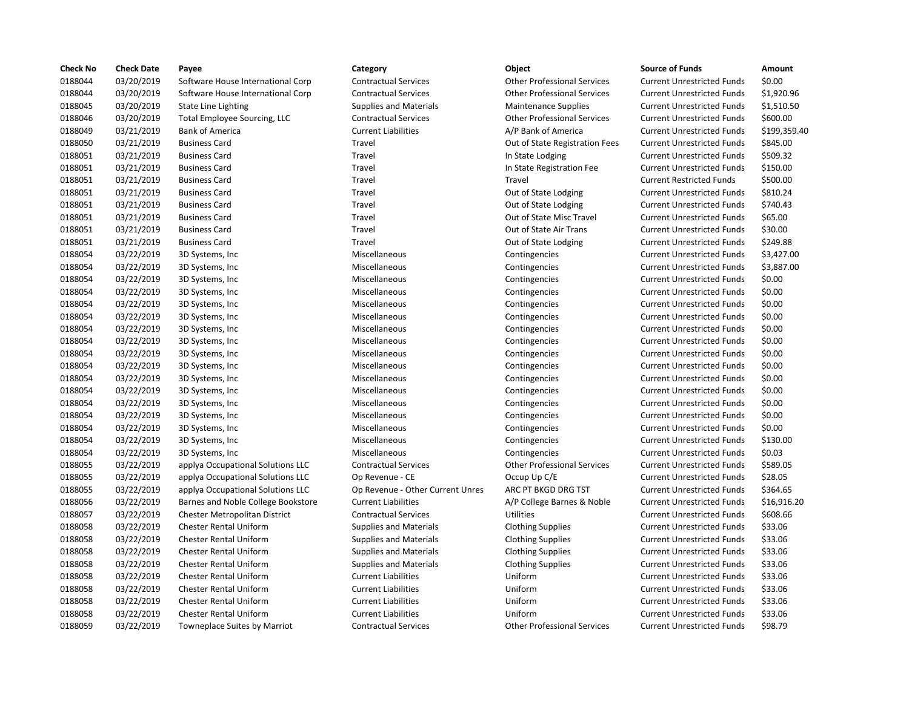| Check No | Check Date | Payee | Category | Object | Source of Funds | Amount |
|---|---|---|---|---|---|---|
| 0188044 | 03/20/2019 | Software House International Corp | Contractual Services | Other Professional Services | Current Unrestricted Funds | $0.00 |
| 0188044 | 03/20/2019 | Software House International Corp | Contractual Services | Other Professional Services | Current Unrestricted Funds | $1,920.96 |
| 0188045 | 03/20/2019 | State Line Lighting | Supplies and Materials | Maintenance Supplies | Current Unrestricted Funds | $1,510.50 |
| 0188046 | 03/20/2019 | Total Employee Sourcing, LLC | Contractual Services | Other Professional Services | Current Unrestricted Funds | $600.00 |
| 0188049 | 03/21/2019 | Bank of America | Current Liabilities | A/P Bank of America | Current Unrestricted Funds | $199,359.40 |
| 0188050 | 03/21/2019 | Business Card | Travel | Out of State Registration Fees | Current Unrestricted Funds | $845.00 |
| 0188051 | 03/21/2019 | Business Card | Travel | In State Lodging | Current Unrestricted Funds | $509.32 |
| 0188051 | 03/21/2019 | Business Card | Travel | In State Registration Fee | Current Unrestricted Funds | $150.00 |
| 0188051 | 03/21/2019 | Business Card | Travel | Travel | Current Restricted Funds | $500.00 |
| 0188051 | 03/21/2019 | Business Card | Travel | Out of State Lodging | Current Unrestricted Funds | $810.24 |
| 0188051 | 03/21/2019 | Business Card | Travel | Out of State Lodging | Current Unrestricted Funds | $740.43 |
| 0188051 | 03/21/2019 | Business Card | Travel | Out of State Misc Travel | Current Unrestricted Funds | $65.00 |
| 0188051 | 03/21/2019 | Business Card | Travel | Out of State Air Trans | Current Unrestricted Funds | $30.00 |
| 0188051 | 03/21/2019 | Business Card | Travel | Out of State Lodging | Current Unrestricted Funds | $249.88 |
| 0188054 | 03/22/2019 | 3D Systems, Inc | Miscellaneous | Contingencies | Current Unrestricted Funds | $3,427.00 |
| 0188054 | 03/22/2019 | 3D Systems, Inc | Miscellaneous | Contingencies | Current Unrestricted Funds | $3,887.00 |
| 0188054 | 03/22/2019 | 3D Systems, Inc | Miscellaneous | Contingencies | Current Unrestricted Funds | $0.00 |
| 0188054 | 03/22/2019 | 3D Systems, Inc | Miscellaneous | Contingencies | Current Unrestricted Funds | $0.00 |
| 0188054 | 03/22/2019 | 3D Systems, Inc | Miscellaneous | Contingencies | Current Unrestricted Funds | $0.00 |
| 0188054 | 03/22/2019 | 3D Systems, Inc | Miscellaneous | Contingencies | Current Unrestricted Funds | $0.00 |
| 0188054 | 03/22/2019 | 3D Systems, Inc | Miscellaneous | Contingencies | Current Unrestricted Funds | $0.00 |
| 0188054 | 03/22/2019 | 3D Systems, Inc | Miscellaneous | Contingencies | Current Unrestricted Funds | $0.00 |
| 0188054 | 03/22/2019 | 3D Systems, Inc | Miscellaneous | Contingencies | Current Unrestricted Funds | $0.00 |
| 0188054 | 03/22/2019 | 3D Systems, Inc | Miscellaneous | Contingencies | Current Unrestricted Funds | $0.00 |
| 0188054 | 03/22/2019 | 3D Systems, Inc | Miscellaneous | Contingencies | Current Unrestricted Funds | $0.00 |
| 0188054 | 03/22/2019 | 3D Systems, Inc | Miscellaneous | Contingencies | Current Unrestricted Funds | $0.00 |
| 0188054 | 03/22/2019 | 3D Systems, Inc | Miscellaneous | Contingencies | Current Unrestricted Funds | $0.00 |
| 0188054 | 03/22/2019 | 3D Systems, Inc | Miscellaneous | Contingencies | Current Unrestricted Funds | $0.00 |
| 0188054 | 03/22/2019 | 3D Systems, Inc | Miscellaneous | Contingencies | Current Unrestricted Funds | $0.00 |
| 0188054 | 03/22/2019 | 3D Systems, Inc | Miscellaneous | Contingencies | Current Unrestricted Funds | $130.00 |
| 0188054 | 03/22/2019 | 3D Systems, Inc | Miscellaneous | Contingencies | Current Unrestricted Funds | $0.03 |
| 0188055 | 03/22/2019 | applya Occupational Solutions LLC | Contractual Services | Other Professional Services | Current Unrestricted Funds | $589.05 |
| 0188055 | 03/22/2019 | applya Occupational Solutions LLC | Op Revenue - CE | Occup Up C/E | Current Unrestricted Funds | $28.05 |
| 0188055 | 03/22/2019 | applya Occupational Solutions LLC | Op Revenue - Other Current Unres | ARC PT BKGD DRG TST | Current Unrestricted Funds | $364.65 |
| 0188056 | 03/22/2019 | Barnes and Noble College Bookstore | Current Liabilities | A/P College Barnes & Noble | Current Unrestricted Funds | $16,916.20 |
| 0188057 | 03/22/2019 | Chester Metropolitan District | Contractual Services | Utilities | Current Unrestricted Funds | $608.66 |
| 0188058 | 03/22/2019 | Chester Rental Uniform | Supplies and Materials | Clothing Supplies | Current Unrestricted Funds | $33.06 |
| 0188058 | 03/22/2019 | Chester Rental Uniform | Supplies and Materials | Clothing Supplies | Current Unrestricted Funds | $33.06 |
| 0188058 | 03/22/2019 | Chester Rental Uniform | Supplies and Materials | Clothing Supplies | Current Unrestricted Funds | $33.06 |
| 0188058 | 03/22/2019 | Chester Rental Uniform | Supplies and Materials | Clothing Supplies | Current Unrestricted Funds | $33.06 |
| 0188058 | 03/22/2019 | Chester Rental Uniform | Current Liabilities | Uniform | Current Unrestricted Funds | $33.06 |
| 0188058 | 03/22/2019 | Chester Rental Uniform | Current Liabilities | Uniform | Current Unrestricted Funds | $33.06 |
| 0188058 | 03/22/2019 | Chester Rental Uniform | Current Liabilities | Uniform | Current Unrestricted Funds | $33.06 |
| 0188058 | 03/22/2019 | Chester Rental Uniform | Current Liabilities | Uniform | Current Unrestricted Funds | $33.06 |
| 0188059 | 03/22/2019 | Towneplace Suites by Marriot | Contractual Services | Other Professional Services | Current Unrestricted Funds | $98.79 |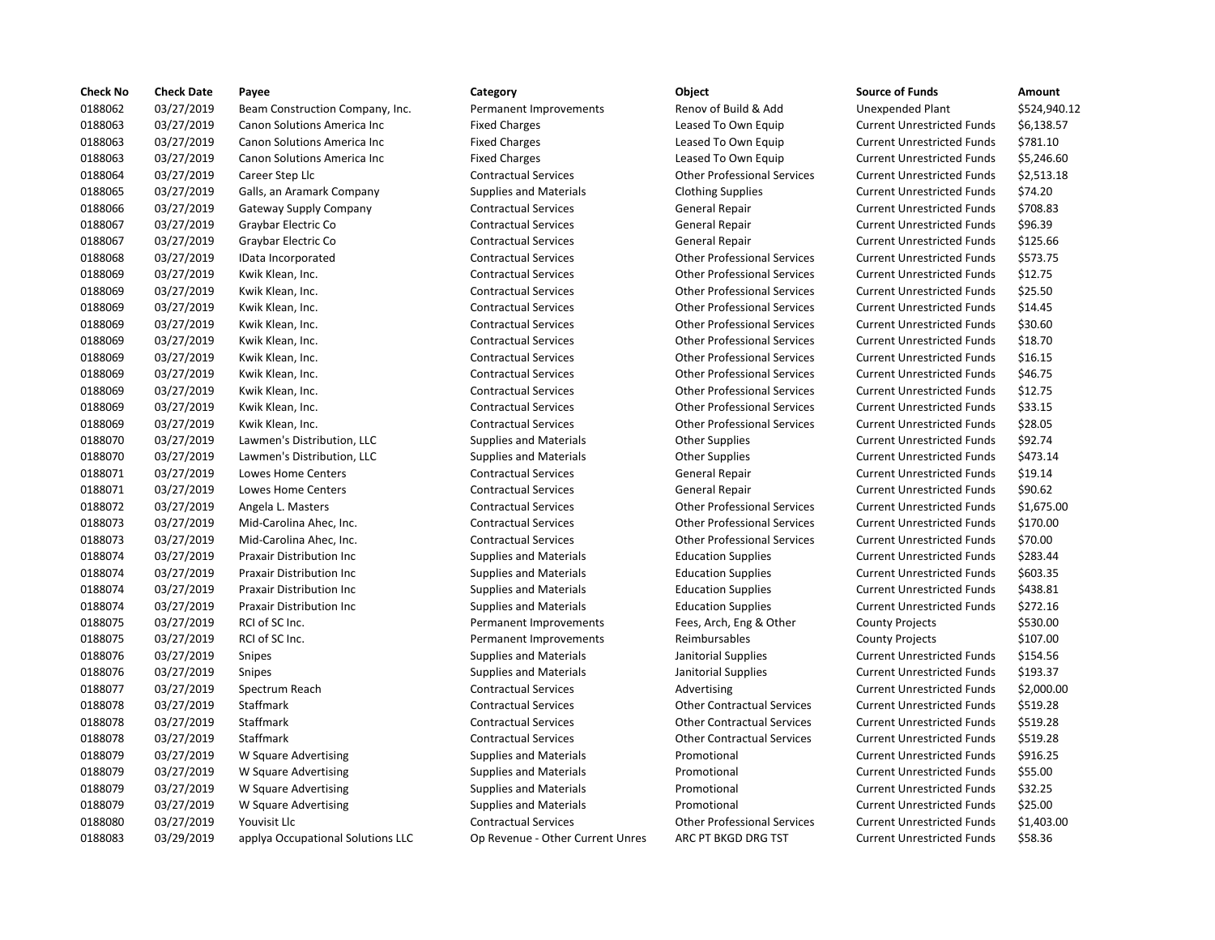| Check No | Check Date | Payee | Category | Object | Source of Funds | Amount |
| --- | --- | --- | --- | --- | --- | --- |
| 0188062 | 03/27/2019 | Beam Construction Company, Inc. | Permanent Improvements | Renov of Build & Add | Unexpended Plant | $524,940.12 |
| 0188063 | 03/27/2019 | Canon Solutions America Inc | Fixed Charges | Leased To Own Equip | Current Unrestricted Funds | $6,138.57 |
| 0188063 | 03/27/2019 | Canon Solutions America Inc | Fixed Charges | Leased To Own Equip | Current Unrestricted Funds | $781.10 |
| 0188063 | 03/27/2019 | Canon Solutions America Inc | Fixed Charges | Leased To Own Equip | Current Unrestricted Funds | $5,246.60 |
| 0188064 | 03/27/2019 | Career Step Llc | Contractual Services | Other Professional Services | Current Unrestricted Funds | $2,513.18 |
| 0188065 | 03/27/2019 | Galls, an Aramark Company | Supplies and Materials | Clothing Supplies | Current Unrestricted Funds | $74.20 |
| 0188066 | 03/27/2019 | Gateway Supply Company | Contractual Services | General Repair | Current Unrestricted Funds | $708.83 |
| 0188067 | 03/27/2019 | Graybar Electric Co | Contractual Services | General Repair | Current Unrestricted Funds | $96.39 |
| 0188067 | 03/27/2019 | Graybar Electric Co | Contractual Services | General Repair | Current Unrestricted Funds | $125.66 |
| 0188068 | 03/27/2019 | IData Incorporated | Contractual Services | Other Professional Services | Current Unrestricted Funds | $573.75 |
| 0188069 | 03/27/2019 | Kwik Klean, Inc. | Contractual Services | Other Professional Services | Current Unrestricted Funds | $12.75 |
| 0188069 | 03/27/2019 | Kwik Klean, Inc. | Contractual Services | Other Professional Services | Current Unrestricted Funds | $25.50 |
| 0188069 | 03/27/2019 | Kwik Klean, Inc. | Contractual Services | Other Professional Services | Current Unrestricted Funds | $14.45 |
| 0188069 | 03/27/2019 | Kwik Klean, Inc. | Contractual Services | Other Professional Services | Current Unrestricted Funds | $30.60 |
| 0188069 | 03/27/2019 | Kwik Klean, Inc. | Contractual Services | Other Professional Services | Current Unrestricted Funds | $18.70 |
| 0188069 | 03/27/2019 | Kwik Klean, Inc. | Contractual Services | Other Professional Services | Current Unrestricted Funds | $16.15 |
| 0188069 | 03/27/2019 | Kwik Klean, Inc. | Contractual Services | Other Professional Services | Current Unrestricted Funds | $46.75 |
| 0188069 | 03/27/2019 | Kwik Klean, Inc. | Contractual Services | Other Professional Services | Current Unrestricted Funds | $12.75 |
| 0188069 | 03/27/2019 | Kwik Klean, Inc. | Contractual Services | Other Professional Services | Current Unrestricted Funds | $33.15 |
| 0188069 | 03/27/2019 | Kwik Klean, Inc. | Contractual Services | Other Professional Services | Current Unrestricted Funds | $28.05 |
| 0188070 | 03/27/2019 | Lawmen's Distribution, LLC | Supplies and Materials | Other Supplies | Current Unrestricted Funds | $92.74 |
| 0188070 | 03/27/2019 | Lawmen's Distribution, LLC | Supplies and Materials | Other Supplies | Current Unrestricted Funds | $473.14 |
| 0188071 | 03/27/2019 | Lowes Home Centers | Contractual Services | General Repair | Current Unrestricted Funds | $19.14 |
| 0188071 | 03/27/2019 | Lowes Home Centers | Contractual Services | General Repair | Current Unrestricted Funds | $90.62 |
| 0188072 | 03/27/2019 | Angela L. Masters | Contractual Services | Other Professional Services | Current Unrestricted Funds | $1,675.00 |
| 0188073 | 03/27/2019 | Mid-Carolina Ahec, Inc. | Contractual Services | Other Professional Services | Current Unrestricted Funds | $170.00 |
| 0188073 | 03/27/2019 | Mid-Carolina Ahec, Inc. | Contractual Services | Other Professional Services | Current Unrestricted Funds | $70.00 |
| 0188074 | 03/27/2019 | Praxair Distribution Inc | Supplies and Materials | Education Supplies | Current Unrestricted Funds | $283.44 |
| 0188074 | 03/27/2019 | Praxair Distribution Inc | Supplies and Materials | Education Supplies | Current Unrestricted Funds | $603.35 |
| 0188074 | 03/27/2019 | Praxair Distribution Inc | Supplies and Materials | Education Supplies | Current Unrestricted Funds | $438.81 |
| 0188074 | 03/27/2019 | Praxair Distribution Inc | Supplies and Materials | Education Supplies | Current Unrestricted Funds | $272.16 |
| 0188075 | 03/27/2019 | RCI of SC Inc. | Permanent Improvements | Fees, Arch, Eng & Other | County Projects | $530.00 |
| 0188075 | 03/27/2019 | RCI of SC Inc. | Permanent Improvements | Reimbursables | County Projects | $107.00 |
| 0188076 | 03/27/2019 | Snipes | Supplies and Materials | Janitorial Supplies | Current Unrestricted Funds | $154.56 |
| 0188076 | 03/27/2019 | Snipes | Supplies and Materials | Janitorial Supplies | Current Unrestricted Funds | $193.37 |
| 0188077 | 03/27/2019 | Spectrum Reach | Contractual Services | Advertising | Current Unrestricted Funds | $2,000.00 |
| 0188078 | 03/27/2019 | Staffmark | Contractual Services | Other Contractual Services | Current Unrestricted Funds | $519.28 |
| 0188078 | 03/27/2019 | Staffmark | Contractual Services | Other Contractual Services | Current Unrestricted Funds | $519.28 |
| 0188078 | 03/27/2019 | Staffmark | Contractual Services | Other Contractual Services | Current Unrestricted Funds | $519.28 |
| 0188079 | 03/27/2019 | W Square Advertising | Supplies and Materials | Promotional | Current Unrestricted Funds | $916.25 |
| 0188079 | 03/27/2019 | W Square Advertising | Supplies and Materials | Promotional | Current Unrestricted Funds | $55.00 |
| 0188079 | 03/27/2019 | W Square Advertising | Supplies and Materials | Promotional | Current Unrestricted Funds | $32.25 |
| 0188079 | 03/27/2019 | W Square Advertising | Supplies and Materials | Promotional | Current Unrestricted Funds | $25.00 |
| 0188080 | 03/27/2019 | Youvisit Llc | Contractual Services | Other Professional Services | Current Unrestricted Funds | $1,403.00 |
| 0188083 | 03/29/2019 | applya Occupational Solutions LLC | Op Revenue - Other Current Unres | ARC PT BKGD DRG TST | Current Unrestricted Funds | $58.36 |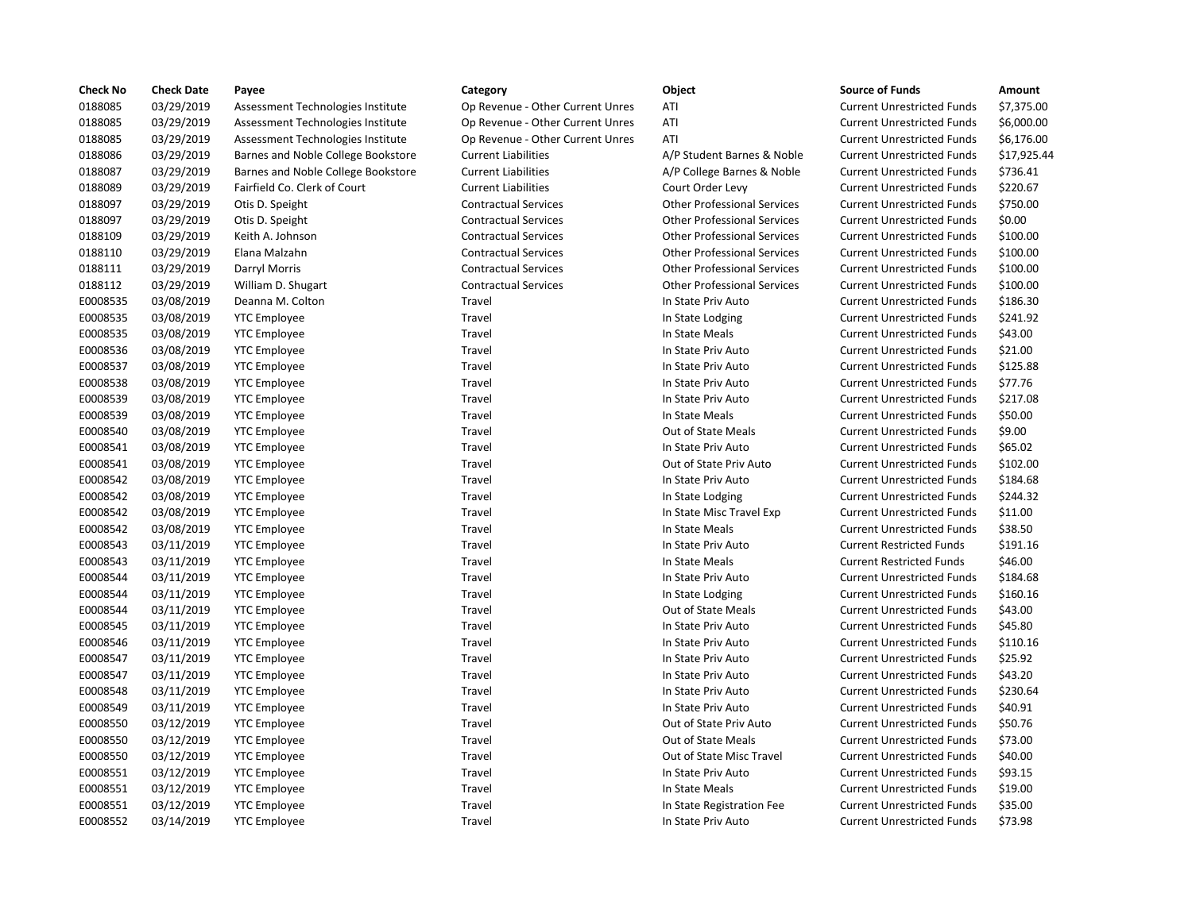| Check No | Check Date | Payee | Category | Object | Source of Funds | Amount |
|---|---|---|---|---|---|---|
| 0188085 | 03/29/2019 | Assessment Technologies Institute | Op Revenue - Other Current Unres | ATI | Current Unrestricted Funds | $7,375.00 |
| 0188085 | 03/29/2019 | Assessment Technologies Institute | Op Revenue - Other Current Unres | ATI | Current Unrestricted Funds | $6,000.00 |
| 0188085 | 03/29/2019 | Assessment Technologies Institute | Op Revenue - Other Current Unres | ATI | Current Unrestricted Funds | $6,176.00 |
| 0188086 | 03/29/2019 | Barnes and Noble College Bookstore | Current Liabilities | A/P Student Barnes & Noble | Current Unrestricted Funds | $17,925.44 |
| 0188087 | 03/29/2019 | Barnes and Noble College Bookstore | Current Liabilities | A/P College Barnes & Noble | Current Unrestricted Funds | $736.41 |
| 0188089 | 03/29/2019 | Fairfield Co. Clerk of Court | Current Liabilities | Court Order Levy | Current Unrestricted Funds | $220.67 |
| 0188097 | 03/29/2019 | Otis D. Speight | Contractual Services | Other Professional Services | Current Unrestricted Funds | $750.00 |
| 0188097 | 03/29/2019 | Otis D. Speight | Contractual Services | Other Professional Services | Current Unrestricted Funds | $0.00 |
| 0188109 | 03/29/2019 | Keith A. Johnson | Contractual Services | Other Professional Services | Current Unrestricted Funds | $100.00 |
| 0188110 | 03/29/2019 | Elana Malzahn | Contractual Services | Other Professional Services | Current Unrestricted Funds | $100.00 |
| 0188111 | 03/29/2019 | Darryl Morris | Contractual Services | Other Professional Services | Current Unrestricted Funds | $100.00 |
| 0188112 | 03/29/2019 | William D. Shugart | Contractual Services | Other Professional Services | Current Unrestricted Funds | $100.00 |
| E0008535 | 03/08/2019 | Deanna M. Colton | Travel | In State Priv Auto | Current Unrestricted Funds | $186.30 |
| E0008535 | 03/08/2019 | YTC Employee | Travel | In State Lodging | Current Unrestricted Funds | $241.92 |
| E0008535 | 03/08/2019 | YTC Employee | Travel | In State Meals | Current Unrestricted Funds | $43.00 |
| E0008536 | 03/08/2019 | YTC Employee | Travel | In State Priv Auto | Current Unrestricted Funds | $21.00 |
| E0008537 | 03/08/2019 | YTC Employee | Travel | In State Priv Auto | Current Unrestricted Funds | $125.88 |
| E0008538 | 03/08/2019 | YTC Employee | Travel | In State Priv Auto | Current Unrestricted Funds | $77.76 |
| E0008539 | 03/08/2019 | YTC Employee | Travel | In State Priv Auto | Current Unrestricted Funds | $217.08 |
| E0008539 | 03/08/2019 | YTC Employee | Travel | In State Meals | Current Unrestricted Funds | $50.00 |
| E0008540 | 03/08/2019 | YTC Employee | Travel | Out of State Meals | Current Unrestricted Funds | $9.00 |
| E0008541 | 03/08/2019 | YTC Employee | Travel | In State Priv Auto | Current Unrestricted Funds | $65.02 |
| E0008541 | 03/08/2019 | YTC Employee | Travel | Out of State Priv Auto | Current Unrestricted Funds | $102.00 |
| E0008542 | 03/08/2019 | YTC Employee | Travel | In State Priv Auto | Current Unrestricted Funds | $184.68 |
| E0008542 | 03/08/2019 | YTC Employee | Travel | In State Lodging | Current Unrestricted Funds | $244.32 |
| E0008542 | 03/08/2019 | YTC Employee | Travel | In State Misc Travel Exp | Current Unrestricted Funds | $11.00 |
| E0008542 | 03/08/2019 | YTC Employee | Travel | In State Meals | Current Unrestricted Funds | $38.50 |
| E0008543 | 03/11/2019 | YTC Employee | Travel | In State Priv Auto | Current Restricted Funds | $191.16 |
| E0008543 | 03/11/2019 | YTC Employee | Travel | In State Meals | Current Restricted Funds | $46.00 |
| E0008544 | 03/11/2019 | YTC Employee | Travel | In State Priv Auto | Current Unrestricted Funds | $184.68 |
| E0008544 | 03/11/2019 | YTC Employee | Travel | In State Lodging | Current Unrestricted Funds | $160.16 |
| E0008544 | 03/11/2019 | YTC Employee | Travel | Out of State Meals | Current Unrestricted Funds | $43.00 |
| E0008545 | 03/11/2019 | YTC Employee | Travel | In State Priv Auto | Current Unrestricted Funds | $45.80 |
| E0008546 | 03/11/2019 | YTC Employee | Travel | In State Priv Auto | Current Unrestricted Funds | $110.16 |
| E0008547 | 03/11/2019 | YTC Employee | Travel | In State Priv Auto | Current Unrestricted Funds | $25.92 |
| E0008547 | 03/11/2019 | YTC Employee | Travel | In State Priv Auto | Current Unrestricted Funds | $43.20 |
| E0008548 | 03/11/2019 | YTC Employee | Travel | In State Priv Auto | Current Unrestricted Funds | $230.64 |
| E0008549 | 03/11/2019 | YTC Employee | Travel | In State Priv Auto | Current Unrestricted Funds | $40.91 |
| E0008550 | 03/12/2019 | YTC Employee | Travel | Out of State Priv Auto | Current Unrestricted Funds | $50.76 |
| E0008550 | 03/12/2019 | YTC Employee | Travel | Out of State Meals | Current Unrestricted Funds | $73.00 |
| E0008550 | 03/12/2019 | YTC Employee | Travel | Out of State Misc Travel | Current Unrestricted Funds | $40.00 |
| E0008551 | 03/12/2019 | YTC Employee | Travel | In State Priv Auto | Current Unrestricted Funds | $93.15 |
| E0008551 | 03/12/2019 | YTC Employee | Travel | In State Meals | Current Unrestricted Funds | $19.00 |
| E0008551 | 03/12/2019 | YTC Employee | Travel | In State Registration Fee | Current Unrestricted Funds | $35.00 |
| E0008552 | 03/14/2019 | YTC Employee | Travel | In State Priv Auto | Current Unrestricted Funds | $73.98 |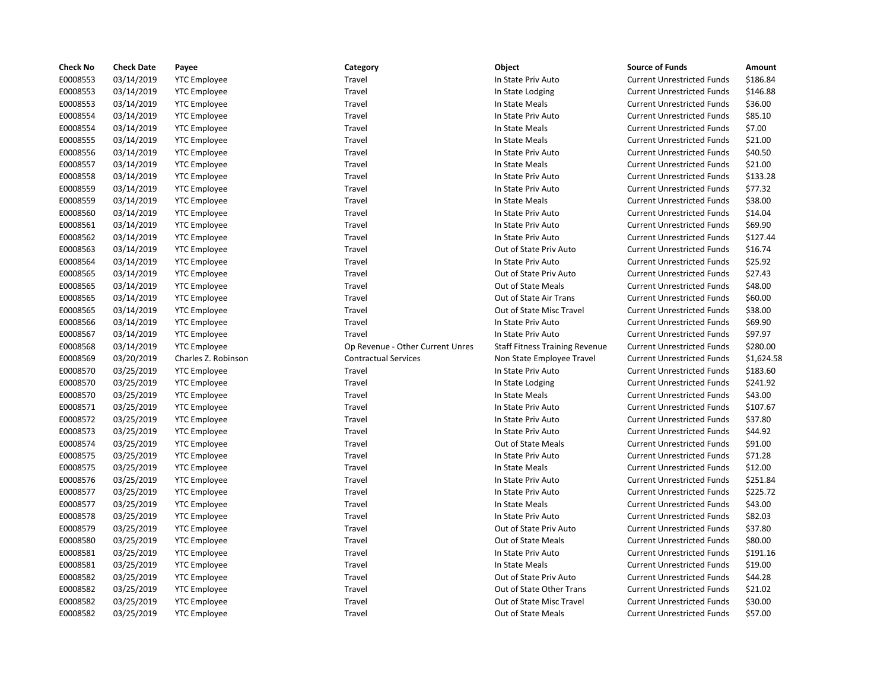| Check No | Check Date | Payee | Category | Object | Source of Funds | Amount |
| --- | --- | --- | --- | --- | --- | --- |
| E0008553 | 03/14/2019 | YTC Employee | Travel | In State Priv Auto | Current Unrestricted Funds | $186.84 |
| E0008553 | 03/14/2019 | YTC Employee | Travel | In State Lodging | Current Unrestricted Funds | $146.88 |
| E0008553 | 03/14/2019 | YTC Employee | Travel | In State Meals | Current Unrestricted Funds | $36.00 |
| E0008554 | 03/14/2019 | YTC Employee | Travel | In State Priv Auto | Current Unrestricted Funds | $85.10 |
| E0008554 | 03/14/2019 | YTC Employee | Travel | In State Meals | Current Unrestricted Funds | $7.00 |
| E0008555 | 03/14/2019 | YTC Employee | Travel | In State Meals | Current Unrestricted Funds | $21.00 |
| E0008556 | 03/14/2019 | YTC Employee | Travel | In State Priv Auto | Current Unrestricted Funds | $40.50 |
| E0008557 | 03/14/2019 | YTC Employee | Travel | In State Meals | Current Unrestricted Funds | $21.00 |
| E0008558 | 03/14/2019 | YTC Employee | Travel | In State Priv Auto | Current Unrestricted Funds | $133.28 |
| E0008559 | 03/14/2019 | YTC Employee | Travel | In State Priv Auto | Current Unrestricted Funds | $77.32 |
| E0008559 | 03/14/2019 | YTC Employee | Travel | In State Meals | Current Unrestricted Funds | $38.00 |
| E0008560 | 03/14/2019 | YTC Employee | Travel | In State Priv Auto | Current Unrestricted Funds | $14.04 |
| E0008561 | 03/14/2019 | YTC Employee | Travel | In State Priv Auto | Current Unrestricted Funds | $69.90 |
| E0008562 | 03/14/2019 | YTC Employee | Travel | In State Priv Auto | Current Unrestricted Funds | $127.44 |
| E0008563 | 03/14/2019 | YTC Employee | Travel | Out of State Priv Auto | Current Unrestricted Funds | $16.74 |
| E0008564 | 03/14/2019 | YTC Employee | Travel | In State Priv Auto | Current Unrestricted Funds | $25.92 |
| E0008565 | 03/14/2019 | YTC Employee | Travel | Out of State Priv Auto | Current Unrestricted Funds | $27.43 |
| E0008565 | 03/14/2019 | YTC Employee | Travel | Out of State Meals | Current Unrestricted Funds | $48.00 |
| E0008565 | 03/14/2019 | YTC Employee | Travel | Out of State Air Trans | Current Unrestricted Funds | $60.00 |
| E0008565 | 03/14/2019 | YTC Employee | Travel | Out of State Misc Travel | Current Unrestricted Funds | $38.00 |
| E0008566 | 03/14/2019 | YTC Employee | Travel | In State Priv Auto | Current Unrestricted Funds | $69.90 |
| E0008567 | 03/14/2019 | YTC Employee | Travel | In State Priv Auto | Current Unrestricted Funds | $97.97 |
| E0008568 | 03/14/2019 | YTC Employee | Op Revenue - Other Current Unres | Staff Fitness Training Revenue | Current Unrestricted Funds | $280.00 |
| E0008569 | 03/20/2019 | Charles Z. Robinson | Contractual Services | Non State Employee Travel | Current Unrestricted Funds | $1,624.58 |
| E0008570 | 03/25/2019 | YTC Employee | Travel | In State Priv Auto | Current Unrestricted Funds | $183.60 |
| E0008570 | 03/25/2019 | YTC Employee | Travel | In State Lodging | Current Unrestricted Funds | $241.92 |
| E0008570 | 03/25/2019 | YTC Employee | Travel | In State Meals | Current Unrestricted Funds | $43.00 |
| E0008571 | 03/25/2019 | YTC Employee | Travel | In State Priv Auto | Current Unrestricted Funds | $107.67 |
| E0008572 | 03/25/2019 | YTC Employee | Travel | In State Priv Auto | Current Unrestricted Funds | $37.80 |
| E0008573 | 03/25/2019 | YTC Employee | Travel | In State Priv Auto | Current Unrestricted Funds | $44.92 |
| E0008574 | 03/25/2019 | YTC Employee | Travel | Out of State Meals | Current Unrestricted Funds | $91.00 |
| E0008575 | 03/25/2019 | YTC Employee | Travel | In State Priv Auto | Current Unrestricted Funds | $71.28 |
| E0008575 | 03/25/2019 | YTC Employee | Travel | In State Meals | Current Unrestricted Funds | $12.00 |
| E0008576 | 03/25/2019 | YTC Employee | Travel | In State Priv Auto | Current Unrestricted Funds | $251.84 |
| E0008577 | 03/25/2019 | YTC Employee | Travel | In State Priv Auto | Current Unrestricted Funds | $225.72 |
| E0008577 | 03/25/2019 | YTC Employee | Travel | In State Meals | Current Unrestricted Funds | $43.00 |
| E0008578 | 03/25/2019 | YTC Employee | Travel | In State Priv Auto | Current Unrestricted Funds | $82.03 |
| E0008579 | 03/25/2019 | YTC Employee | Travel | Out of State Priv Auto | Current Unrestricted Funds | $37.80 |
| E0008580 | 03/25/2019 | YTC Employee | Travel | Out of State Meals | Current Unrestricted Funds | $80.00 |
| E0008581 | 03/25/2019 | YTC Employee | Travel | In State Priv Auto | Current Unrestricted Funds | $191.16 |
| E0008581 | 03/25/2019 | YTC Employee | Travel | In State Meals | Current Unrestricted Funds | $19.00 |
| E0008582 | 03/25/2019 | YTC Employee | Travel | Out of State Priv Auto | Current Unrestricted Funds | $44.28 |
| E0008582 | 03/25/2019 | YTC Employee | Travel | Out of State Other Trans | Current Unrestricted Funds | $21.02 |
| E0008582 | 03/25/2019 | YTC Employee | Travel | Out of State Misc Travel | Current Unrestricted Funds | $30.00 |
| E0008582 | 03/25/2019 | YTC Employee | Travel | Out of State Meals | Current Unrestricted Funds | $57.00 |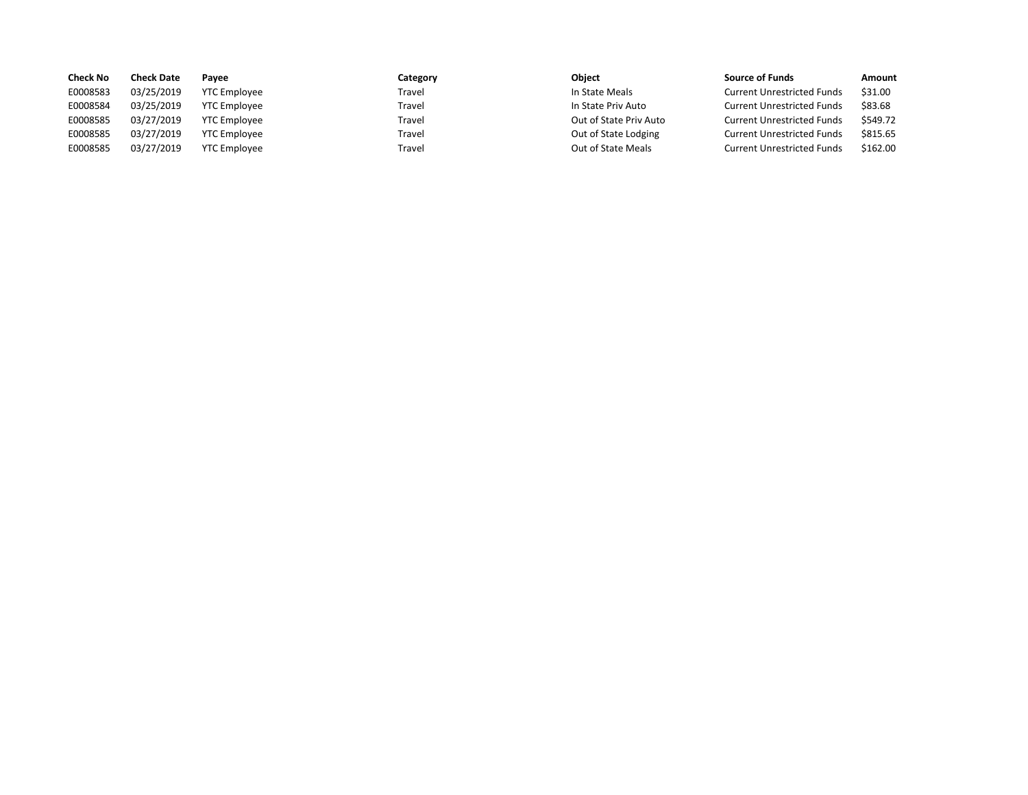| Check No | Check Date | Payee | Category | Object | Source of Funds | Amount |
|---|---|---|---|---|---|---|
| E0008583 | 03/25/2019 | YTC Employee | Travel | In State Meals | Current Unrestricted Funds | $31.00 |
| E0008584 | 03/25/2019 | YTC Employee | Travel | In State Priv Auto | Current Unrestricted Funds | $83.68 |
| E0008585 | 03/27/2019 | YTC Employee | Travel | Out of State Priv Auto | Current Unrestricted Funds | $549.72 |
| E0008585 | 03/27/2019 | YTC Employee | Travel | Out of State Lodging | Current Unrestricted Funds | $815.65 |
| E0008585 | 03/27/2019 | YTC Employee | Travel | Out of State Meals | Current Unrestricted Funds | $162.00 |